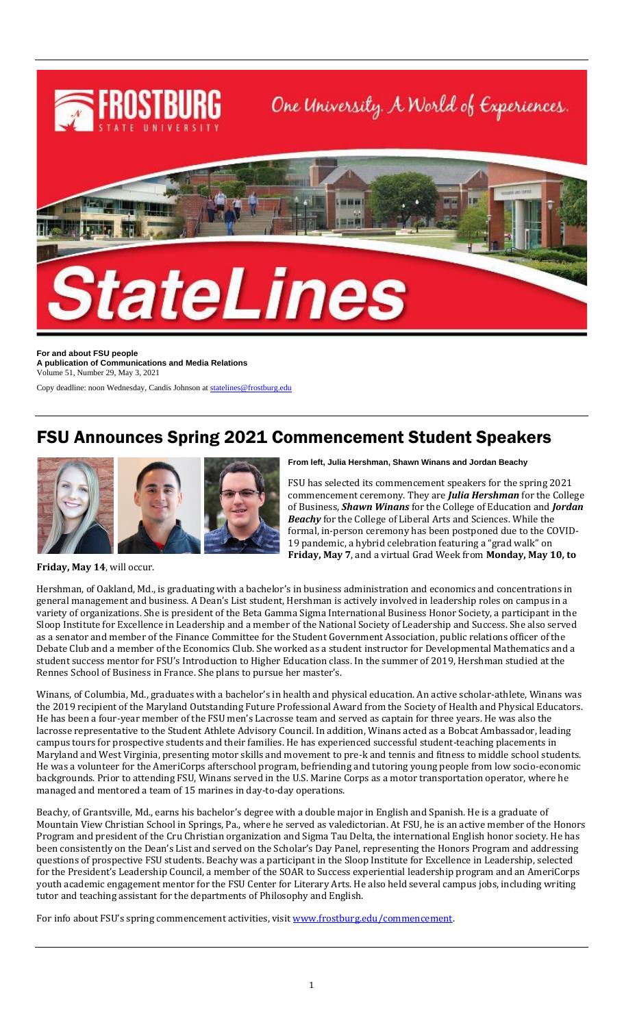# StateLines

**For and about FSU people**
**A publication of Communications and Media Relations**
Volume 51, Number 29, May 3, 2021

Copy deadline: noon Wednesday, Candis Johnson at statelines@frostburg.edu

## FSU Announces Spring 2021 Commencement Student Speakers

**From left, Julia Hershman, Shawn Winans and Jordan Beachy**

FSU has selected its commencement speakers for the spring 2021 commencement ceremony. They are ***Julia Hershman*** for the College of Business, ***Shawn Winans*** for the College of Education and ***Jordan Beachy*** for the College of Liberal Arts and Sciences. While the formal, in-person ceremony has been postponed due to the COVID-19 pandemic, a hybrid celebration featuring a "grad walk" on **Friday, May 7**, and a virtual Grad Week from **Monday, May 10, to Friday, May 14**, will occur.

Hershman, of Oakland, Md., is graduating with a bachelor's in business administration and economics and concentrations in general management and business. A Dean's List student, Hershman is actively involved in leadership roles on campus in a variety of organizations. She is president of the Beta Gamma Sigma International Business Honor Society, a participant in the Sloop Institute for Excellence in Leadership and a member of the National Society of Leadership and Success. She also served as a senator and member of the Finance Committee for the Student Government Association, public relations officer of the Debate Club and a member of the Economics Club. She worked as a student instructor for Developmental Mathematics and a student success mentor for FSU's Introduction to Higher Education class. In the summer of 2019, Hershman studied at the Rennes School of Business in France. She plans to pursue her master's.

Winans, of Columbia, Md., graduates with a bachelor's in health and physical education. An active scholar-athlete, Winans was the 2019 recipient of the Maryland Outstanding Future Professional Award from the Society of Health and Physical Educators. He has been a four-year member of the FSU men's Lacrosse team and served as captain for three years. He was also the lacrosse representative to the Student Athlete Advisory Council. In addition, Winans acted as a Bobcat Ambassador, leading campus tours for prospective students and their families. He has experienced successful student-teaching placements in Maryland and West Virginia, presenting motor skills and movement to pre-k and tennis and fitness to middle school students. He was a volunteer for the AmeriCorps afterschool program, befriending and tutoring young people from low socio-economic backgrounds. Prior to attending FSU, Winans served in the U.S. Marine Corps as a motor transportation operator, where he managed and mentored a team of 15 marines in day-to-day operations.

Beachy, of Grantsville, Md., earns his bachelor's degree with a double major in English and Spanish. He is a graduate of Mountain View Christian School in Springs, Pa., where he served as valedictorian. At FSU, he is an active member of the Honors Program and president of the Cru Christian organization and Sigma Tau Delta, the international English honor society. He has been consistently on the Dean's List and served on the Scholar's Day Panel, representing the Honors Program and addressing questions of prospective FSU students. Beachy was a participant in the Sloop Institute for Excellence in Leadership, selected for the President's Leadership Council, a member of the SOAR to Success experiential leadership program and an AmeriCorps youth academic engagement mentor for the FSU Center for Literary Arts. He also held several campus jobs, including writing tutor and teaching assistant for the departments of Philosophy and English.

For info about FSU's spring commencement activities, visit www.frostburg.edu/commencement.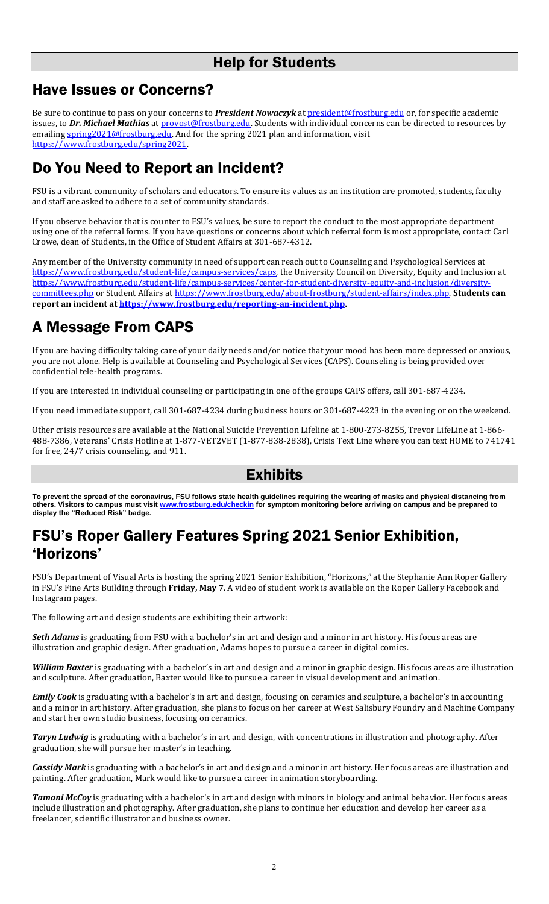# Help for Students

## Have Issues or Concerns?

Be sure to continue to pass on your concerns to ***President Nowaczyk*** at president@frostburg.edu or, for specific academic issues, to ***Dr. Michael Mathias*** at provost@frostburg.edu. Students with individual concerns can be directed to resources by emailing spring2021@frostburg.edu. And for the spring 2021 plan and information, visit https://www.frostburg.edu/spring2021.

## Do You Need to Report an Incident?

FSU is a vibrant community of scholars and educators. To ensure its values as an institution are promoted, students, faculty and staff are asked to adhere to a set of community standards.

If you observe behavior that is counter to FSU's values, be sure to report the conduct to the most appropriate department using one of the referral forms. If you have questions or concerns about which referral form is most appropriate, contact Carl Crowe, dean of Students, in the Office of Student Affairs at 301-687-4312.

Any member of the University community in need of support can reach out to Counseling and Psychological Services at https://www.frostburg.edu/student-life/campus-services/caps, the University Council on Diversity, Equity and Inclusion at https://www.frostburg.edu/student-life/campus-services/center-for-student-diversity-equity-and-inclusion/diversity-committees.php or Student Affairs at https://www.frostburg.edu/about-frostburg/student-affairs/index.php. **Students can report an incident at https://www.frostburg.edu/reporting-an-incident.php.**

## A Message From CAPS

If you are having difficulty taking care of your daily needs and/or notice that your mood has been more depressed or anxious, you are not alone. Help is available at Counseling and Psychological Services (CAPS). Counseling is being provided over confidential tele-health programs.

If you are interested in individual counseling or participating in one of the groups CAPS offers, call 301-687-4234.

If you need immediate support, call 301-687-4234 during business hours or 301-687-4223 in the evening or on the weekend.

Other crisis resources are available at the National Suicide Prevention Lifeline at 1-800-273-8255, Trevor LifeLine at 1-866-488-7386, Veterans' Crisis Hotline at 1-877-VET2VET (1-877-838-2838), Crisis Text Line where you can text HOME to 741741 for free, 24/7 crisis counseling, and 911.

# Exhibits

**To prevent the spread of the coronavirus, FSU follows state health guidelines requiring the wearing of masks and physical distancing from others. Visitors to campus must visit www.frostburg.edu/checkin for symptom monitoring before arriving on campus and be prepared to display the "Reduced Risk" badge.**

## FSU's Roper Gallery Features Spring 2021 Senior Exhibition, 'Horizons'

FSU's Department of Visual Arts is hosting the spring 2021 Senior Exhibition, "Horizons," at the Stephanie Ann Roper Gallery in FSU's Fine Arts Building through **Friday, May 7**. A video of student work is available on the Roper Gallery Facebook and Instagram pages.

The following art and design students are exhibiting their artwork:

***Seth Adams*** is graduating from FSU with a bachelor's in art and design and a minor in art history. His focus areas are illustration and graphic design. After graduation, Adams hopes to pursue a career in digital comics.

***William Baxter*** is graduating with a bachelor's in art and design and a minor in graphic design. His focus areas are illustration and sculpture. After graduation, Baxter would like to pursue a career in visual development and animation.

***Emily Cook*** is graduating with a bachelor's in art and design, focusing on ceramics and sculpture, a bachelor's in accounting and a minor in art history. After graduation, she plans to focus on her career at West Salisbury Foundry and Machine Company and start her own studio business, focusing on ceramics.

***Taryn Ludwig*** is graduating with a bachelor's in art and design, with concentrations in illustration and photography. After graduation, she will pursue her master's in teaching.

***Cassidy Mark*** is graduating with a bachelor's in art and design and a minor in art history. Her focus areas are illustration and painting. After graduation, Mark would like to pursue a career in animation storyboarding.

***Tamani McCoy*** is graduating with a bachelor's in art and design with minors in biology and animal behavior. Her focus areas include illustration and photography. After graduation, she plans to continue her education and develop her career as a freelancer, scientific illustrator and business owner.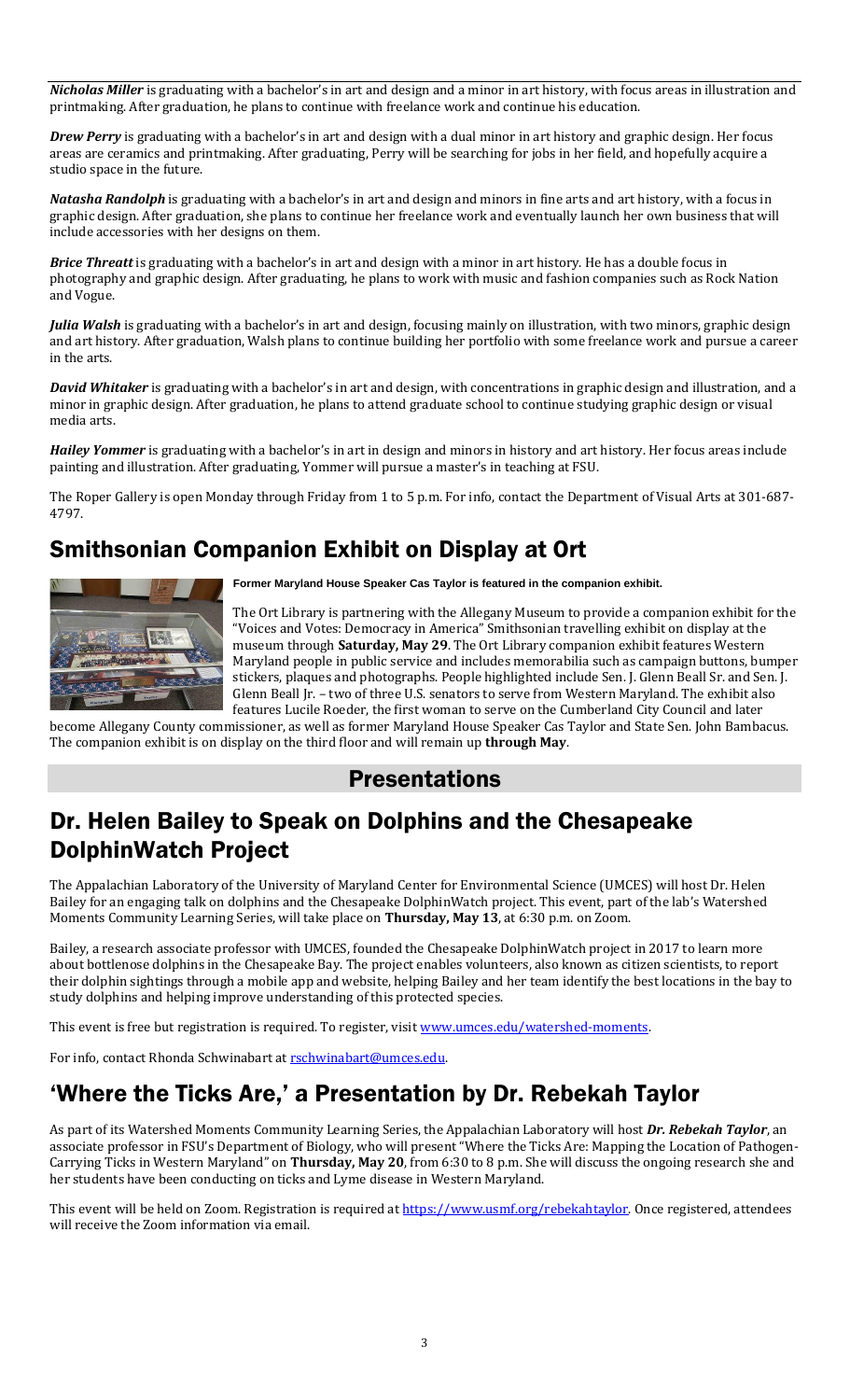***Nicholas Miller*** is graduating with a bachelor's in art and design and a minor in art history, with focus areas in illustration and printmaking. After graduation, he plans to continue with freelance work and continue his education.

***Drew Perry*** is graduating with a bachelor's in art and design with a dual minor in art history and graphic design. Her focus areas are ceramics and printmaking. After graduating, Perry will be searching for jobs in her field, and hopefully acquire a studio space in the future.

***Natasha Randolph*** is graduating with a bachelor's in art and design and minors in fine arts and art history, with a focus in graphic design. After graduation, she plans to continue her freelance work and eventually launch her own business that will include accessories with her designs on them.

***Brice Threatt*** is graduating with a bachelor's in art and design with a minor in art history. He has a double focus in photography and graphic design. After graduating, he plans to work with music and fashion companies such as Rock Nation and Vogue.

***Julia Walsh*** is graduating with a bachelor's in art and design, focusing mainly on illustration, with two minors, graphic design and art history. After graduation, Walsh plans to continue building her portfolio with some freelance work and pursue a career in the arts.

***David Whitaker*** is graduating with a bachelor's in art and design, with concentrations in graphic design and illustration, and a minor in graphic design. After graduation, he plans to attend graduate school to continue studying graphic design or visual media arts.

***Hailey Yommer*** is graduating with a bachelor's in art in design and minors in history and art history. Her focus areas include painting and illustration. After graduating, Yommer will pursue a master's in teaching at FSU.

The Roper Gallery is open Monday through Friday from 1 to 5 p.m. For info, contact the Department of Visual Arts at 301-687-4797.

## Smithsonian Companion Exhibit on Display at Ort

**Former Maryland House Speaker Cas Taylor is featured in the companion exhibit.**

The Ort Library is partnering with the Allegany Museum to provide a companion exhibit for the "Voices and Votes: Democracy in America" Smithsonian travelling exhibit on display at the museum through **Saturday, May 29**. The Ort Library companion exhibit features Western Maryland people in public service and includes memorabilia such as campaign buttons, bumper stickers, plaques and photographs. People highlighted include Sen. J. Glenn Beall Sr. and Sen. J. Glenn Beall Jr. – two of three U.S. senators to serve from Western Maryland. The exhibit also features Lucile Roeder, the first woman to serve on the Cumberland City Council and later become Allegany County commissioner, as well as former Maryland House Speaker Cas Taylor and State Sen. John Bambacus. The companion exhibit is on display on the third floor and will remain up **through May**.

# Presentations

## Dr. Helen Bailey to Speak on Dolphins and the Chesapeake DolphinWatch Project

The Appalachian Laboratory of the University of Maryland Center for Environmental Science (UMCES) will host Dr. Helen Bailey for an engaging talk on dolphins and the Chesapeake DolphinWatch project. This event, part of the lab's Watershed Moments Community Learning Series, will take place on **Thursday, May 13**, at 6:30 p.m. on Zoom.

Bailey, a research associate professor with UMCES, founded the Chesapeake DolphinWatch project in 2017 to learn more about bottlenose dolphins in the Chesapeake Bay. The project enables volunteers, also known as citizen scientists, to report their dolphin sightings through a mobile app and website, helping Bailey and her team identify the best locations in the bay to study dolphins and helping improve understanding of this protected species.

This event is free but registration is required. To register, visit [www.umces.edu/watershed-moments](www.umces.edu/watershed-moments).

For info, contact Rhonda Schwinabart at [rschwinabart@umces.edu](mailto:rschwinabart@umces.edu).

## 'Where the Ticks Are,' a Presentation by Dr. Rebekah Taylor

As part of its Watershed Moments Community Learning Series, the Appalachian Laboratory will host ***Dr. Rebekah Taylor***, an associate professor in FSU's Department of Biology, who will present "Where the Ticks Are: Mapping the Location of Pathogen-Carrying Ticks in Western Maryland" on **Thursday, May 20**, from 6:30 to 8 p.m. She will discuss the ongoing research she and her students have been conducting on ticks and Lyme disease in Western Maryland.

This event will be held on Zoom. Registration is required at [https://www.usmf.org/rebekahtaylor](https://www.usmf.org/rebekahtaylor). Once registered, attendees will receive the Zoom information via email.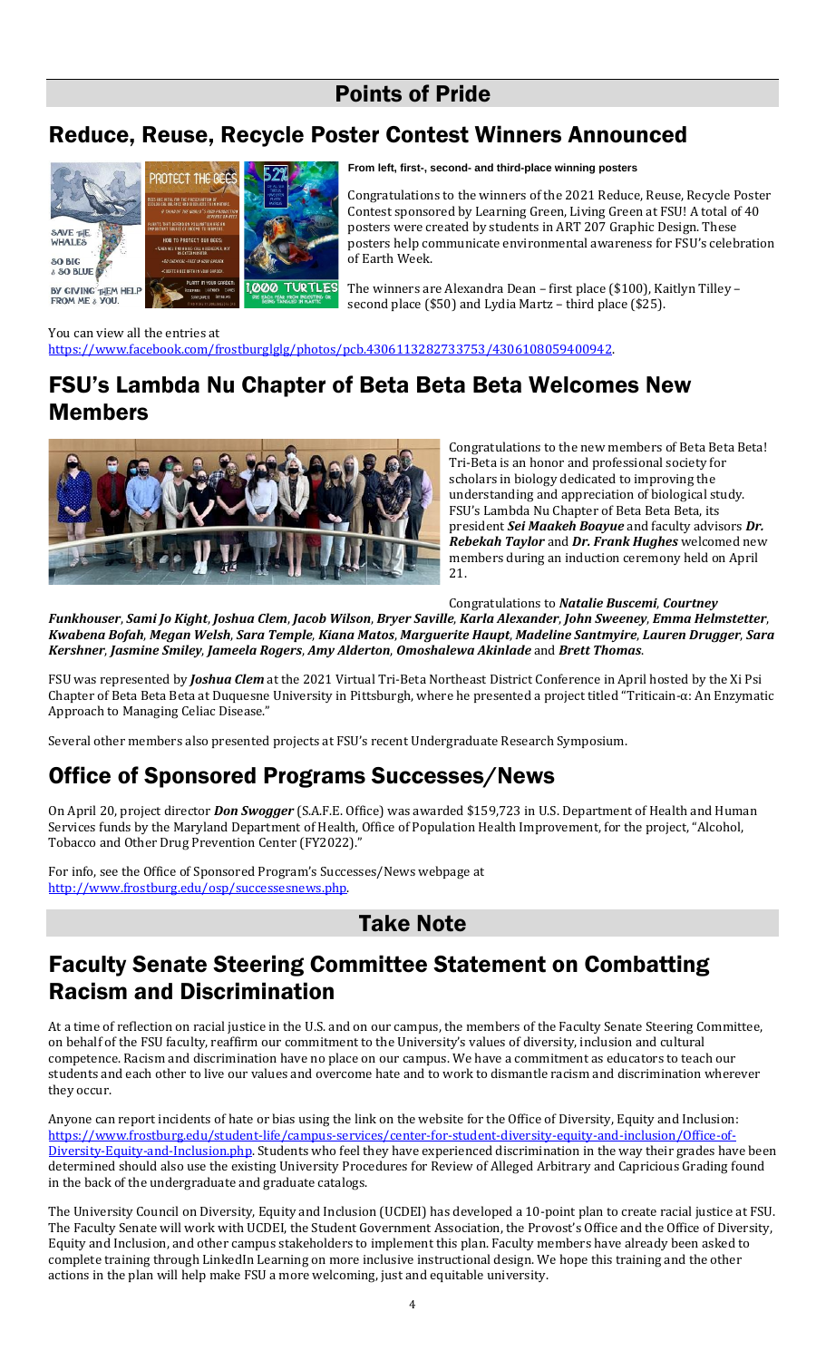# Points of Pride

## Reduce, Reuse, Recycle Poster Contest Winners Announced

**From left, first-, second- and third-place winning posters**

Congratulations to the winners of the 2021 Reduce, Reuse, Recycle Poster Contest sponsored by Learning Green, Living Green at FSU! A total of 40 posters were created by students in ART 207 Graphic Design. These posters help communicate environmental awareness for FSU's celebration of Earth Week.

The winners are Alexandra Dean – first place ($100), Kaitlyn Tilley – second place ($50) and Lydia Martz – third place ($25).

You can view all the entries at https://www.facebook.com/frostburglglg/photos/pcb.4306113282733753/4306108059400942.

## FSU's Lambda Nu Chapter of Beta Beta Beta Welcomes New Members

Congratulations to the new members of Beta Beta Beta! Tri-Beta is an honor and professional society for scholars in biology dedicated to improving the understanding and appreciation of biological study. FSU's Lambda Nu Chapter of Beta Beta Beta, its president ***Sei Maakeh Boayue*** and faculty advisors ***Dr. Rebekah Taylor*** and ***Dr. Frank Hughes*** welcomed new members during an induction ceremony held on April 21.

Congratulations to ***Natalie Buscemi***, ***Courtney Funkhouser***, ***Sami Jo Kight***, ***Joshua Clem***, ***Jacob Wilson***, ***Bryer Saville***, ***Karla Alexander***, ***John Sweeney***, ***Emma Helmstetter***, ***Kwabena Bofah***, ***Megan Welsh***, ***Sara Temple***, ***Kiana Matos***, ***Marguerite Haupt***, ***Madeline Santmyire***, ***Lauren Drugger***, ***Sara Kershner***, ***Jasmine Smiley***, ***Jameela Rogers***, ***Amy Alderton***, ***Omoshalewa Akinlade*** and ***Brett Thomas***.

FSU was represented by ***Joshua Clem*** at the 2021 Virtual Tri-Beta Northeast District Conference in April hosted by the Xi Psi Chapter of Beta Beta Beta at Duquesne University in Pittsburgh, where he presented a project titled "Triticain-α: An Enzymatic Approach to Managing Celiac Disease."

Several other members also presented projects at FSU's recent Undergraduate Research Symposium.

## Office of Sponsored Programs Successes/News

On April 20, project director ***Don Swogger*** (S.A.F.E. Office) was awarded $159,723 in U.S. Department of Health and Human Services funds by the Maryland Department of Health, Office of Population Health Improvement, for the project, "Alcohol, Tobacco and Other Drug Prevention Center (FY2022)."

For info, see the Office of Sponsored Program's Successes/News webpage at http://www.frostburg.edu/osp/successesnews.php.

# Take Note

## Faculty Senate Steering Committee Statement on Combatting Racism and Discrimination

At a time of reflection on racial justice in the U.S. and on our campus, the members of the Faculty Senate Steering Committee, on behalf of the FSU faculty, reaffirm our commitment to the University's values of diversity, inclusion and cultural competence. Racism and discrimination have no place on our campus. We have a commitment as educators to teach our students and each other to live our values and overcome hate and to work to dismantle racism and discrimination wherever they occur.

Anyone can report incidents of hate or bias using the link on the website for the Office of Diversity, Equity and Inclusion: https://www.frostburg.edu/student-life/campus-services/center-for-student-diversity-equity-and-inclusion/Office-of-Diversity-Equity-and-Inclusion.php. Students who feel they have experienced discrimination in the way their grades have been determined should also use the existing University Procedures for Review of Alleged Arbitrary and Capricious Grading found in the back of the undergraduate and graduate catalogs.

The University Council on Diversity, Equity and Inclusion (UCDEI) has developed a 10-point plan to create racial justice at FSU. The Faculty Senate will work with UCDEI, the Student Government Association, the Provost's Office and the Office of Diversity, Equity and Inclusion, and other campus stakeholders to implement this plan. Faculty members have already been asked to complete training through LinkedIn Learning on more inclusive instructional design. We hope this training and the other actions in the plan will help make FSU a more welcoming, just and equitable university.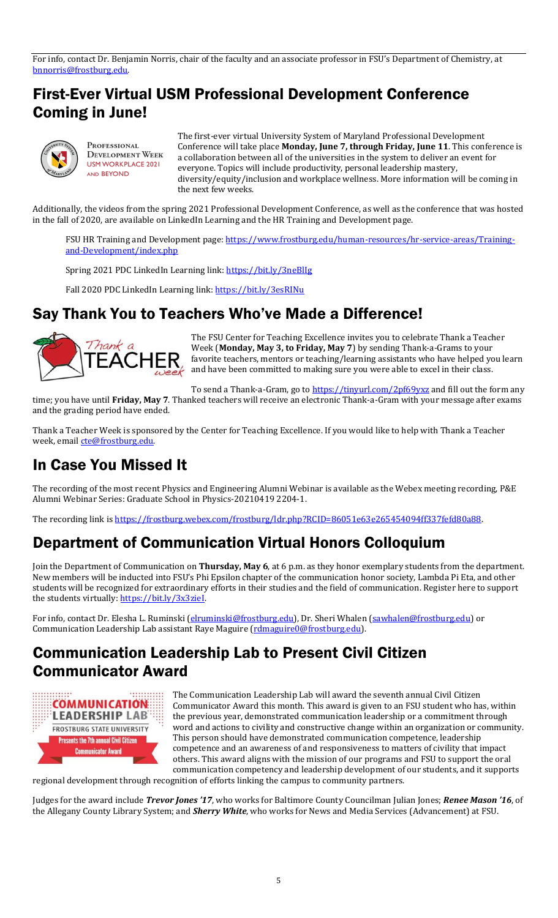For info, contact Dr. Benjamin Norris, chair of the faculty and an associate professor in FSU's Department of Chemistry, at bnnorris@frostburg.edu.

## First-Ever Virtual USM Professional Development Conference Coming in June!

The first-ever virtual University System of Maryland Professional Development Conference will take place **Monday, June 7, through Friday, June 11**. This conference is a collaboration between all of the universities in the system to deliver an event for everyone. Topics will include productivity, personal leadership mastery, diversity/equity/inclusion and workplace wellness. More information will be coming in the next few weeks.

Additionally, the videos from the spring 2021 Professional Development Conference, as well as the conference that was hosted in the fall of 2020, are available on LinkedIn Learning and the HR Training and Development page.

FSU HR Training and Development page: https://www.frostburg.edu/human-resources/hr-service-areas/Training-and-Development/index.php

Spring 2021 PDC LinkedIn Learning link: https://bit.ly/3neBlIg

Fall 2020 PDC LinkedIn Learning link: https://bit.ly/3esRINu

## Say Thank You to Teachers Who've Made a Difference!

The FSU Center for Teaching Excellence invites you to celebrate Thank a Teacher Week (**Monday, May 3, to Friday, May 7**) by sending Thank-a-Grams to your favorite teachers, mentors or teaching/learning assistants who have helped you learn and have been committed to making sure you were able to excel in their class.

To send a Thank-a-Gram, go to https://tinyurl.com/2pf69yxz and fill out the form any time; you have until **Friday, May 7**. Thanked teachers will receive an electronic Thank-a-Gram with your message after exams and the grading period have ended.

Thank a Teacher Week is sponsored by the Center for Teaching Excellence. If you would like to help with Thank a Teacher week, email cte@frostburg.edu.

## In Case You Missed It

The recording of the most recent Physics and Engineering Alumni Webinar is available as the Webex meeting recording, P&E Alumni Webinar Series: Graduate School in Physics-20210419 2204-1.

The recording link is https://frostburg.webex.com/frostburg/ldr.php?RCID=86051e63e265454094ff337fefd80a88.

## Department of Communication Virtual Honors Colloquium

Join the Department of Communication on **Thursday, May 6**, at 6 p.m. as they honor exemplary students from the department. New members will be inducted into FSU's Phi Epsilon chapter of the communication honor society, Lambda Pi Eta, and other students will be recognized for extraordinary efforts in their studies and the field of communication. Register here to support the students virtually: https://bit.ly/3x3zieI.

For info, contact Dr. Elesha L. Ruminski (elruminski@frostburg.edu), Dr. Sheri Whalen (sawhalen@frostburg.edu) or Communication Leadership Lab assistant Raye Maguire (rdmaguire0@frostburg.edu).

## Communication Leadership Lab to Present Civil Citizen Communicator Award

The Communication Leadership Lab will award the seventh annual Civil Citizen Communicator Award this month. This award is given to an FSU student who has, within the previous year, demonstrated communication leadership or a commitment through word and actions to civility and constructive change within an organization or community. This person should have demonstrated communication competence, leadership competence and an awareness of and responsiveness to matters of civility that impact others. This award aligns with the mission of our programs and FSU to support the oral communication competency and leadership development of our students, and it supports regional development through recognition of efforts linking the campus to community partners.

Judges for the award include ***Trevor Jones '17***, who works for Baltimore County Councilman Julian Jones; ***Renee Mason '16***, of the Allegany County Library System; and ***Sherry White***, who works for News and Media Services (Advancement) at FSU.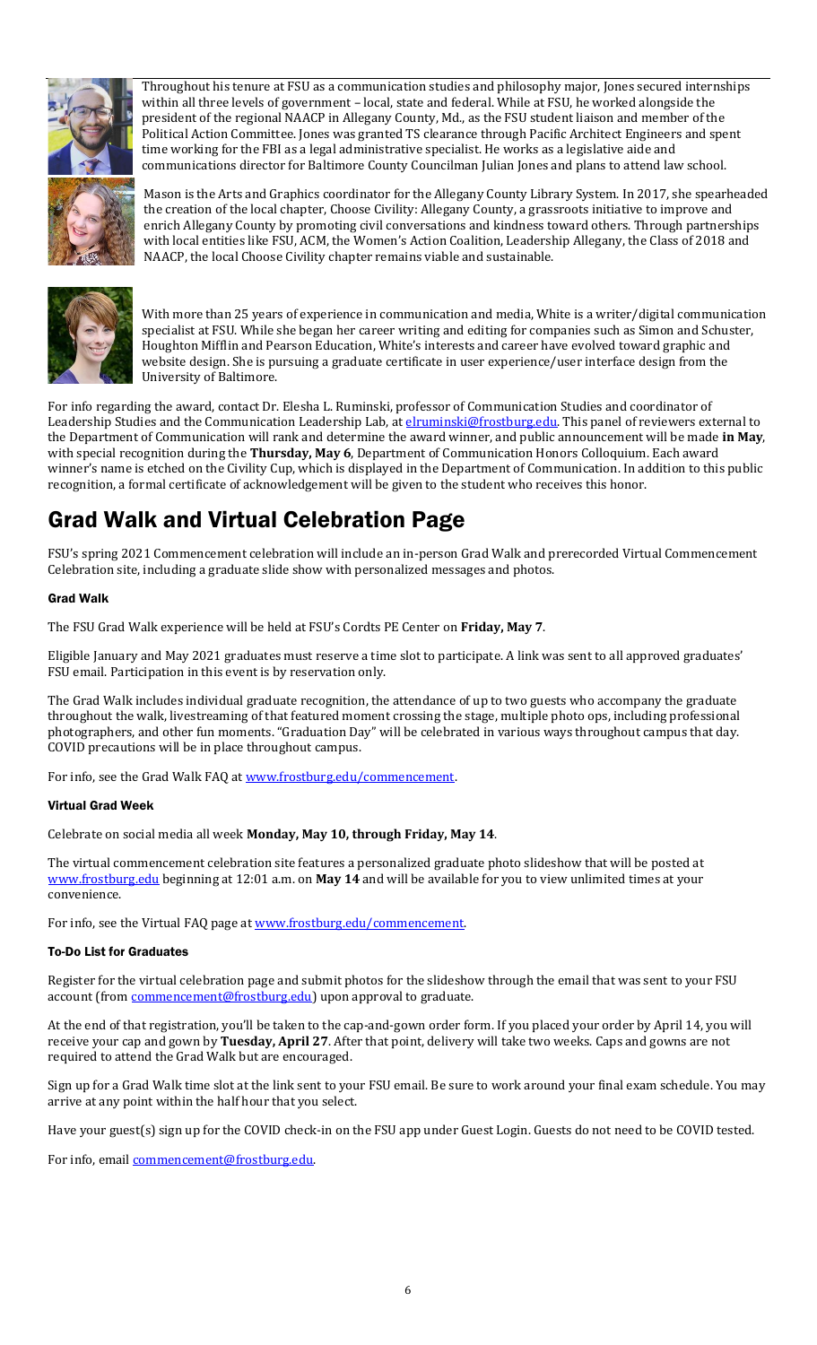Throughout his tenure at FSU as a communication studies and philosophy major, Jones secured internships within all three levels of government – local, state and federal. While at FSU, he worked alongside the president of the regional NAACP in Allegany County, Md., as the FSU student liaison and member of the Political Action Committee. Jones was granted TS clearance through Pacific Architect Engineers and spent time working for the FBI as a legal administrative specialist. He works as a legislative aide and communications director for Baltimore County Councilman Julian Jones and plans to attend law school.

Mason is the Arts and Graphics coordinator for the Allegany County Library System. In 2017, she spearheaded the creation of the local chapter, Choose Civility: Allegany County, a grassroots initiative to improve and enrich Allegany County by promoting civil conversations and kindness toward others. Through partnerships with local entities like FSU, ACM, the Women's Action Coalition, Leadership Allegany, the Class of 2018 and NAACP, the local Choose Civility chapter remains viable and sustainable.

With more than 25 years of experience in communication and media, White is a writer/digital communication specialist at FSU. While she began her career writing and editing for companies such as Simon and Schuster, Houghton Mifflin and Pearson Education, White's interests and career have evolved toward graphic and website design. She is pursuing a graduate certificate in user experience/user interface design from the University of Baltimore.

For info regarding the award, contact Dr. Elesha L. Ruminski, professor of Communication Studies and coordinator of Leadership Studies and the Communication Leadership Lab, at elruminski@frostburg.edu. This panel of reviewers external to the Department of Communication will rank and determine the award winner, and public announcement will be made **in May**, with special recognition during the **Thursday, May 6**, Department of Communication Honors Colloquium. Each award winner's name is etched on the Civility Cup, which is displayed in the Department of Communication. In addition to this public recognition, a formal certificate of acknowledgement will be given to the student who receives this honor.

# Grad Walk and Virtual Celebration Page

FSU's spring 2021 Commencement celebration will include an in-person Grad Walk and prerecorded Virtual Commencement Celebration site, including a graduate slide show with personalized messages and photos.

### Grad Walk

The FSU Grad Walk experience will be held at FSU's Cordts PE Center on **Friday, May 7**.

Eligible January and May 2021 graduates must reserve a time slot to participate. A link was sent to all approved graduates' FSU email. Participation in this event is by reservation only.

The Grad Walk includes individual graduate recognition, the attendance of up to two guests who accompany the graduate throughout the walk, livestreaming of that featured moment crossing the stage, multiple photo ops, including professional photographers, and other fun moments. "Graduation Day" will be celebrated in various ways throughout campus that day. COVID precautions will be in place throughout campus.

For info, see the Grad Walk FAQ at www.frostburg.edu/commencement.

### Virtual Grad Week

Celebrate on social media all week **Monday, May 10, through Friday, May 14**.

The virtual commencement celebration site features a personalized graduate photo slideshow that will be posted at www.frostburg.edu beginning at 12:01 a.m. on **May 14** and will be available for you to view unlimited times at your convenience.

For info, see the Virtual FAQ page at www.frostburg.edu/commencement.

### To-Do List for Graduates

Register for the virtual celebration page and submit photos for the slideshow through the email that was sent to your FSU account (from commencement@frostburg.edu) upon approval to graduate.

At the end of that registration, you'll be taken to the cap-and-gown order form. If you placed your order by April 14, you will receive your cap and gown by **Tuesday, April 27**. After that point, delivery will take two weeks. Caps and gowns are not required to attend the Grad Walk but are encouraged.

Sign up for a Grad Walk time slot at the link sent to your FSU email. Be sure to work around your final exam schedule. You may arrive at any point within the half hour that you select.

Have your guest(s) sign up for the COVID check-in on the FSU app under Guest Login. Guests do not need to be COVID tested.

For info, email commencement@frostburg.edu.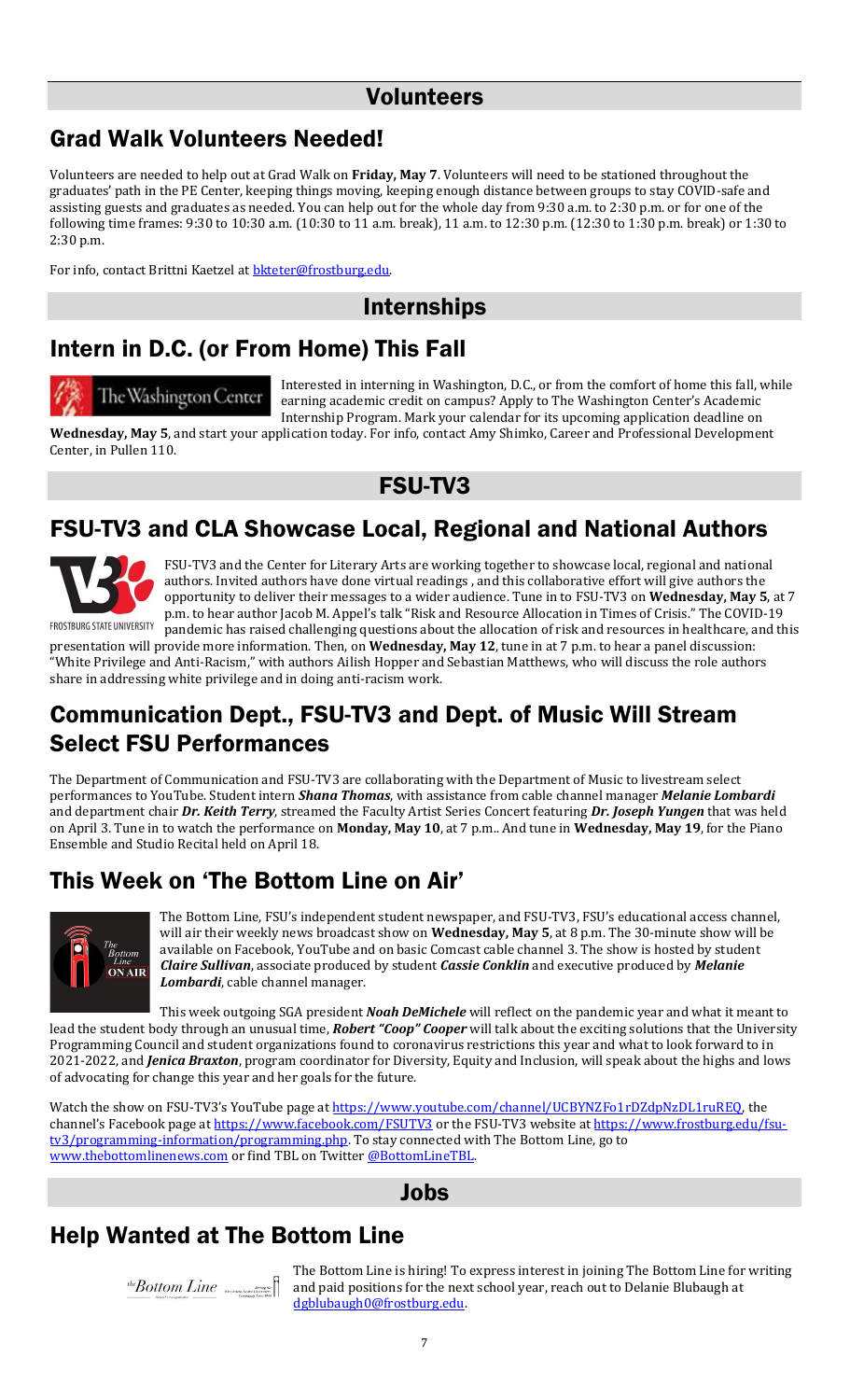# Volunteers

## Grad Walk Volunteers Needed!

Volunteers are needed to help out at Grad Walk on **Friday, May 7**. Volunteers will need to be stationed throughout the graduates' path in the PE Center, keeping things moving, keeping enough distance between groups to stay COVID-safe and assisting guests and graduates as needed. You can help out for the whole day from 9:30 a.m. to 2:30 p.m. or for one of the following time frames: 9:30 to 10:30 a.m. (10:30 to 11 a.m. break), 11 a.m. to 12:30 p.m. (12:30 to 1:30 p.m. break) or 1:30 to 2:30 p.m.

For info, contact Brittni Kaetzel at bkteter@frostburg.edu.

# Internships

## Intern in D.C. (or From Home) This Fall

Interested in interning in Washington, D.C., or from the comfort of home this fall, while earning academic credit on campus? Apply to The Washington Center's Academic Internship Program. Mark your calendar for its upcoming application deadline on **Wednesday, May 5**, and start your application today. For info, contact Amy Shimko, Career and Professional Development Center, in Pullen 110.

# FSU-TV3

## FSU-TV3 and CLA Showcase Local, Regional and National Authors

FSU-TV3 and the Center for Literary Arts are working together to showcase local, regional and national authors. Invited authors have done virtual readings , and this collaborative effort will give authors the opportunity to deliver their messages to a wider audience. Tune in to FSU-TV3 on **Wednesday, May 5**, at 7 p.m. to hear author Jacob M. Appel's talk "Risk and Resource Allocation in Times of Crisis." The COVID-19 pandemic has raised challenging questions about the allocation of risk and resources in healthcare, and this presentation will provide more information. Then, on **Wednesday, May 12**, tune in at 7 p.m. to hear a panel discussion: "White Privilege and Anti-Racism," with authors Ailish Hopper and Sebastian Matthews, who will discuss the role authors share in addressing white privilege and in doing anti-racism work.

## Communication Dept., FSU-TV3 and Dept. of Music Will Stream Select FSU Performances

The Department of Communication and FSU-TV3 are collaborating with the Department of Music to livestream select performances to YouTube. Student intern ***Shana Thomas***, with assistance from cable channel manager ***Melanie Lombardi*** and department chair ***Dr. Keith Terry***, streamed the Faculty Artist Series Concert featuring ***Dr. Joseph Yungen*** that was held on April 3. Tune in to watch the performance on **Monday, May 10**, at 7 p.m.. And tune in **Wednesday, May 19**, for the Piano Ensemble and Studio Recital held on April 18.

## This Week on 'The Bottom Line on Air'

The Bottom Line, FSU's independent student newspaper, and FSU-TV3, FSU's educational access channel, will air their weekly news broadcast show on **Wednesday, May 5**, at 8 p.m. The 30-minute show will be available on Facebook, YouTube and on basic Comcast cable channel 3. The show is hosted by student ***Claire Sullivan***, associate produced by student ***Cassie Conklin*** and executive produced by ***Melanie Lombardi***, cable channel manager.

This week outgoing SGA president ***Noah DeMichele*** will reflect on the pandemic year and what it meant to lead the student body through an unusual time, ***Robert "Coop" Cooper*** will talk about the exciting solutions that the University Programming Council and student organizations found to coronavirus restrictions this year and what to look forward to in 2021-2022, and ***Jenica Braxton***, program coordinator for Diversity, Equity and Inclusion, will speak about the highs and lows of advocating for change this year and her goals for the future.

Watch the show on FSU-TV3's YouTube page at https://www.youtube.com/channel/UCBYNZFo1rDZdpNzDL1ruREQ, the channel's Facebook page at https://www.facebook.com/FSUTV3 or the FSU-TV3 website at https://www.frostburg.edu/fsu-tv3/programming-information/programming.php. To stay connected with The Bottom Line, go to www.thebottomlinenews.com or find TBL on Twitter @BottomLineTBL.

# Jobs

## Help Wanted at The Bottom Line

The Bottom Line is hiring! To express interest in joining The Bottom Line for writing and paid positions for the next school year, reach out to Delanie Blubaugh at dgblubaugh0@frostburg.edu.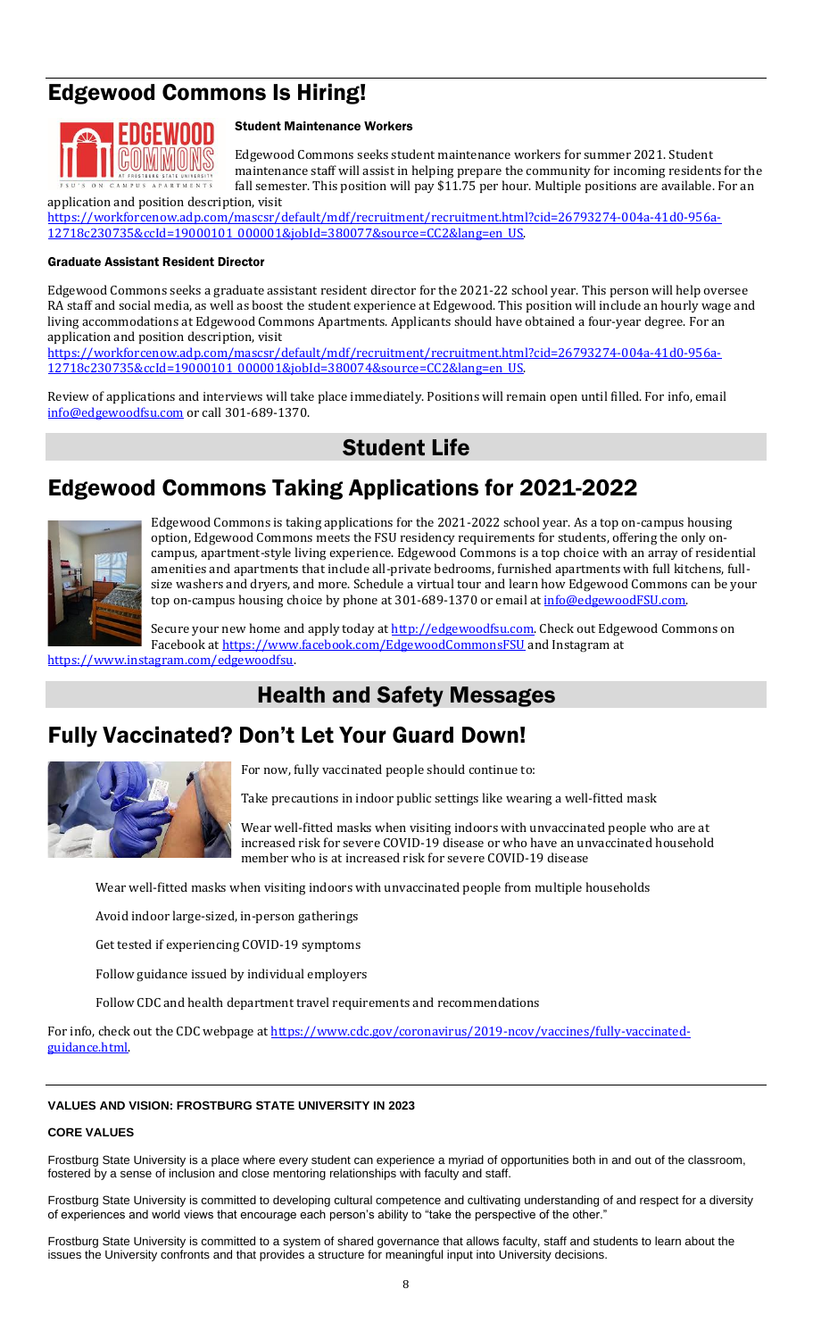## Edgewood Commons Is Hiring!

### Student Maintenance Workers

Edgewood Commons seeks student maintenance workers for summer 2021. Student maintenance staff will assist in helping prepare the community for incoming residents for the fall semester. This position will pay $11.75 per hour. Multiple positions are available. For an application and position description, visit https://workforcenow.adp.com/mascsr/default/mdf/recruitment/recruitment.html?cid=26793274-004a-41d0-956a-12718c230735&ccId=19000101_000001&jobId=380077&source=CC2&lang=en_US.

### Graduate Assistant Resident Director

Edgewood Commons seeks a graduate assistant resident director for the 2021-22 school year. This person will help oversee RA staff and social media, as well as boost the student experience at Edgewood. This position will include an hourly wage and living accommodations at Edgewood Commons Apartments. Applicants should have obtained a four-year degree. For an application and position description, visit https://workforcenow.adp.com/mascsr/default/mdf/recruitment/recruitment.html?cid=26793274-004a-41d0-956a-12718c230735&ccId=19000101_000001&jobId=380074&source=CC2&lang=en_US.

Review of applications and interviews will take place immediately. Positions will remain open until filled. For info, email info@edgewoodfsu.com or call 301-689-1370.

# Student Life

## Edgewood Commons Taking Applications for 2021-2022

Edgewood Commons is taking applications for the 2021-2022 school year. As a top on-campus housing option, Edgewood Commons meets the FSU residency requirements for students, offering the only on-campus, apartment-style living experience. Edgewood Commons is a top choice with an array of residential amenities and apartments that include all-private bedrooms, furnished apartments with full kitchens, full-size washers and dryers, and more. Schedule a virtual tour and learn how Edgewood Commons can be your top on-campus housing choice by phone at 301-689-1370 or email at info@edgewoodFSU.com.

Secure your new home and apply today at http://edgewoodfsu.com. Check out Edgewood Commons on Facebook at https://www.facebook.com/EdgewoodCommonsFSU and Instagram at https://www.instagram.com/edgewoodfsu.

# Health and Safety Messages

## Fully Vaccinated? Don't Let Your Guard Down!

For now, fully vaccinated people should continue to:

Take precautions in indoor public settings like wearing a well-fitted mask

Wear well-fitted masks when visiting indoors with unvaccinated people who are at increased risk for severe COVID-19 disease or who have an unvaccinated household member who is at increased risk for severe COVID-19 disease

Wear well-fitted masks when visiting indoors with unvaccinated people from multiple households

Avoid indoor large-sized, in-person gatherings

Get tested if experiencing COVID-19 symptoms

Follow guidance issued by individual employers

Follow CDC and health department travel requirements and recommendations

For info, check out the CDC webpage at https://www.cdc.gov/coronavirus/2019-ncov/vaccines/fully-vaccinated-guidance.html.

---

**VALUES AND VISION: FROSTBURG STATE UNIVERSITY IN 2023**

**CORE VALUES**

Frostburg State University is a place where every student can experience a myriad of opportunities both in and out of the classroom, fostered by a sense of inclusion and close mentoring relationships with faculty and staff.

Frostburg State University is committed to developing cultural competence and cultivating understanding of and respect for a diversity of experiences and world views that encourage each person's ability to "take the perspective of the other."

Frostburg State University is committed to a system of shared governance that allows faculty, staff and students to learn about the issues the University confronts and that provides a structure for meaningful input into University decisions.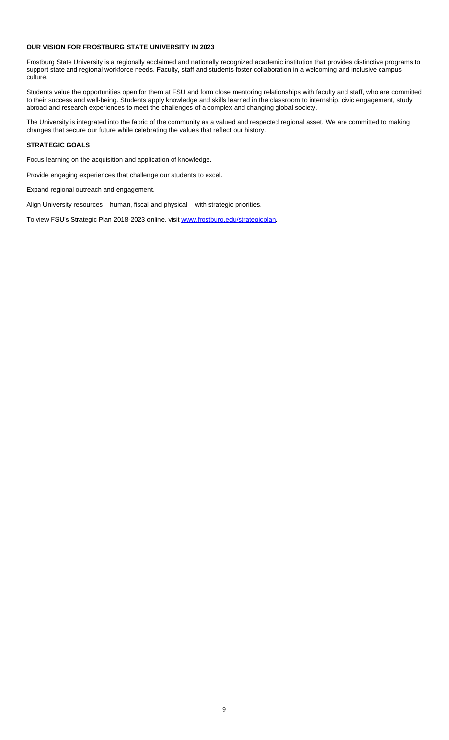## OUR VISION FOR FROSTBURG STATE UNIVERSITY IN 2023

Frostburg State University is a regionally acclaimed and nationally recognized academic institution that provides distinctive programs to support state and regional workforce needs. Faculty, staff and students foster collaboration in a welcoming and inclusive campus culture.

Students value the opportunities open for them at FSU and form close mentoring relationships with faculty and staff, who are committed to their success and well-being. Students apply knowledge and skills learned in the classroom to internship, civic engagement, study abroad and research experiences to meet the challenges of a complex and changing global society.

The University is integrated into the fabric of the community as a valued and respected regional asset. We are committed to making changes that secure our future while celebrating the values that reflect our history.

### STRATEGIC GOALS

Focus learning on the acquisition and application of knowledge.

Provide engaging experiences that challenge our students to excel.

Expand regional outreach and engagement.

Align University resources – human, fiscal and physical – with strategic priorities.

To view FSU's Strategic Plan 2018-2023 online, visit [www.frostburg.edu/strategicplan](http://www.frostburg.edu/strategicplan).